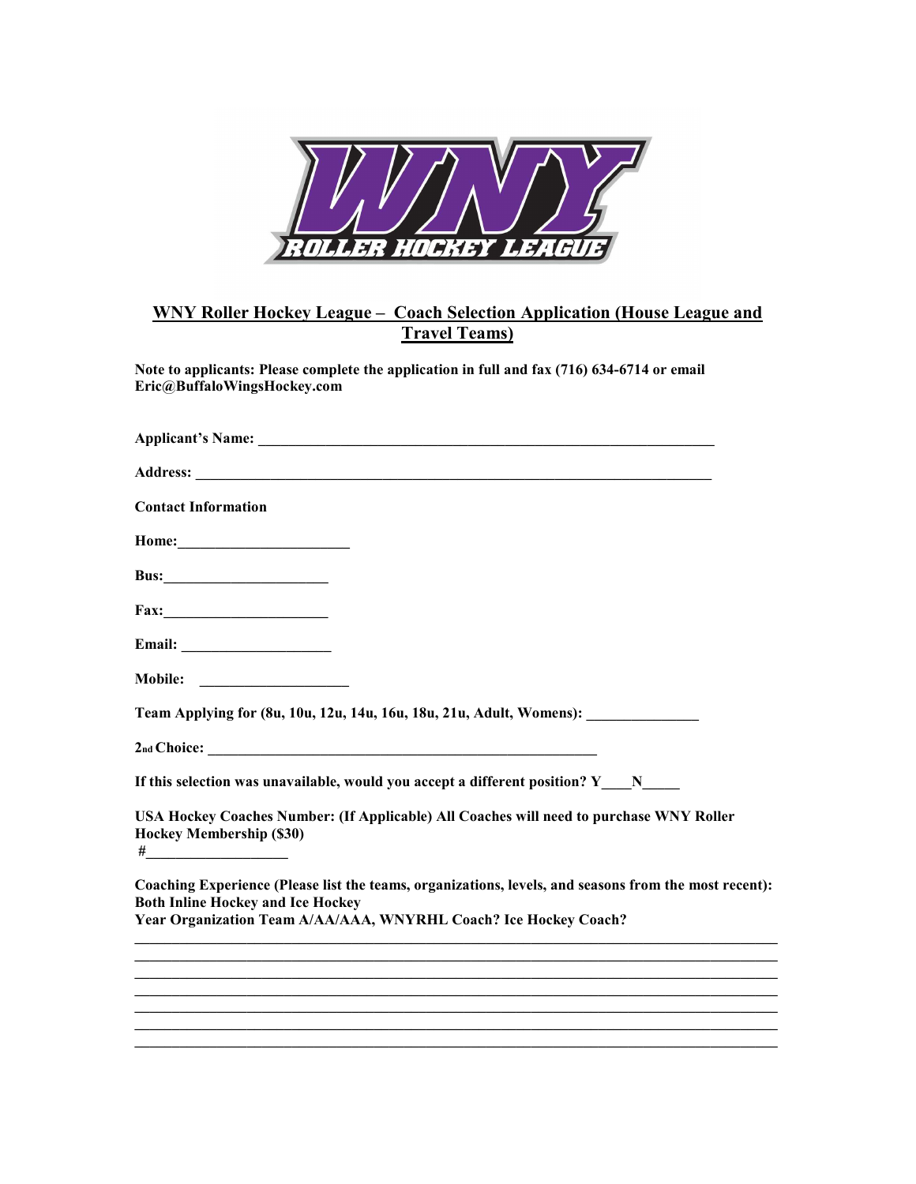## WNY Roller Hockey League – Coach Selection Application (House League and Travel Teams)

**Note to applicants: Please complete the application in full and fax (716) 634-6714 or email Eric@BuffaloWingsHockey.com**

**Applicant's Name:** ______________________________________________________________

**Address:** _______________________________________________________________________

**Contact Information**

**Home:**_______________________

**Bus:**______________________

**Fax:**______________________

**Email:** ____________________

**Mobile:** ____________________

**Team Applying for (8u, 10u, 12u, 14u, 16u, 18u, 21u, Adult, Womens):** _______________

**2nd Choice:** ____________________________________________________

**If this selection was unavailable, would you accept a different position? Y____N_____**

**USA Hockey Coaches Number: (If Applicable) All Coaches will need to purchase WNY Roller Hockey Membership ($30)**
**#**___________________

**Coaching Experience (Please list the teams, organizations, levels, and seasons from the most recent): Both Inline Hockey and Ice Hockey**
**Year Organization Team A/AA/AAA, WNYRHL Coach? Ice Hockey Coach?**

_____________________________________________________________________________________
_____________________________________________________________________________________
_____________________________________________________________________________________
_____________________________________________________________________________________
_____________________________________________________________________________________
_____________________________________________________________________________________
_____________________________________________________________________________________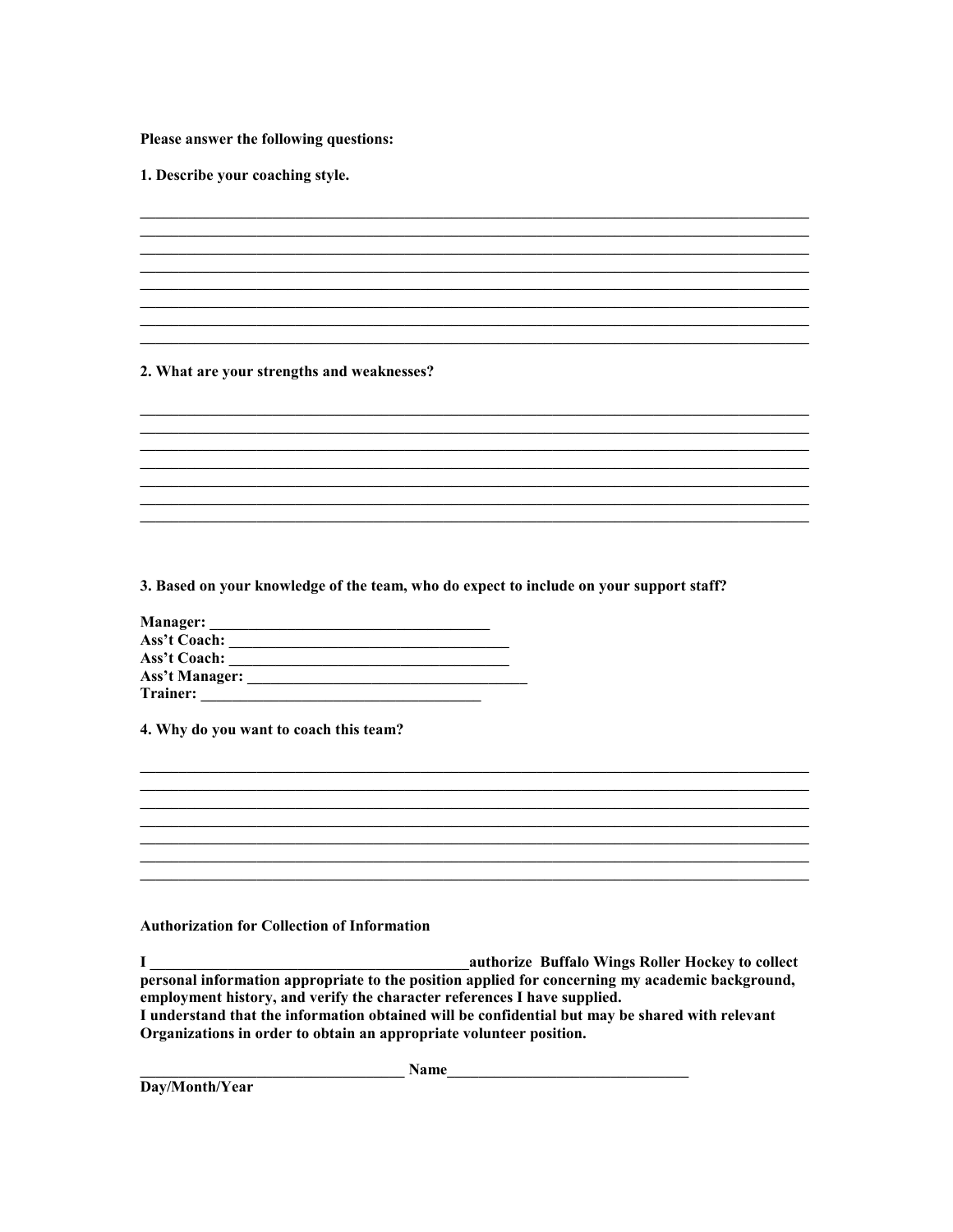**Please answer the following questions:**

**1. Describe your coaching style.**

_______________________________________________________________________________
_______________________________________________________________________________
_______________________________________________________________________________
_______________________________________________________________________________
_______________________________________________________________________________
_______________________________________________________________________________
_______________________________________________________________________________
_______________________________________________________________________________

**2. What are your strengths and weaknesses?**

_______________________________________________________________________________
_______________________________________________________________________________
_______________________________________________________________________________
_______________________________________________________________________________
_______________________________________________________________________________
_______________________________________________________________________________
_______________________________________________________________________________

**3. Based on your knowledge of the team, who do expect to include on your support staff?**

**Manager:** ____________________________________
**Ass't Coach:** ____________________________________
**Ass't Coach:** ____________________________________
**Ass't Manager:** ____________________________________
**Trainer:** ____________________________________

**4. Why do you want to coach this team?**

_______________________________________________________________________________
_______________________________________________________________________________
_______________________________________________________________________________
_______________________________________________________________________________
_______________________________________________________________________________
_______________________________________________________________________________
_______________________________________________________________________________

**Authorization for Collection of Information**

**I __________________________________________authorize Buffalo Wings Roller Hockey to collect personal information appropriate to the position applied for concerning my academic background, employment history, and verify the character references I have supplied.**
**I understand that the information obtained will be confidential but may be shared with relevant Organizations in order to obtain an appropriate volunteer position.**

**__________________________________ Name________________________________**
**Day/Month/Year**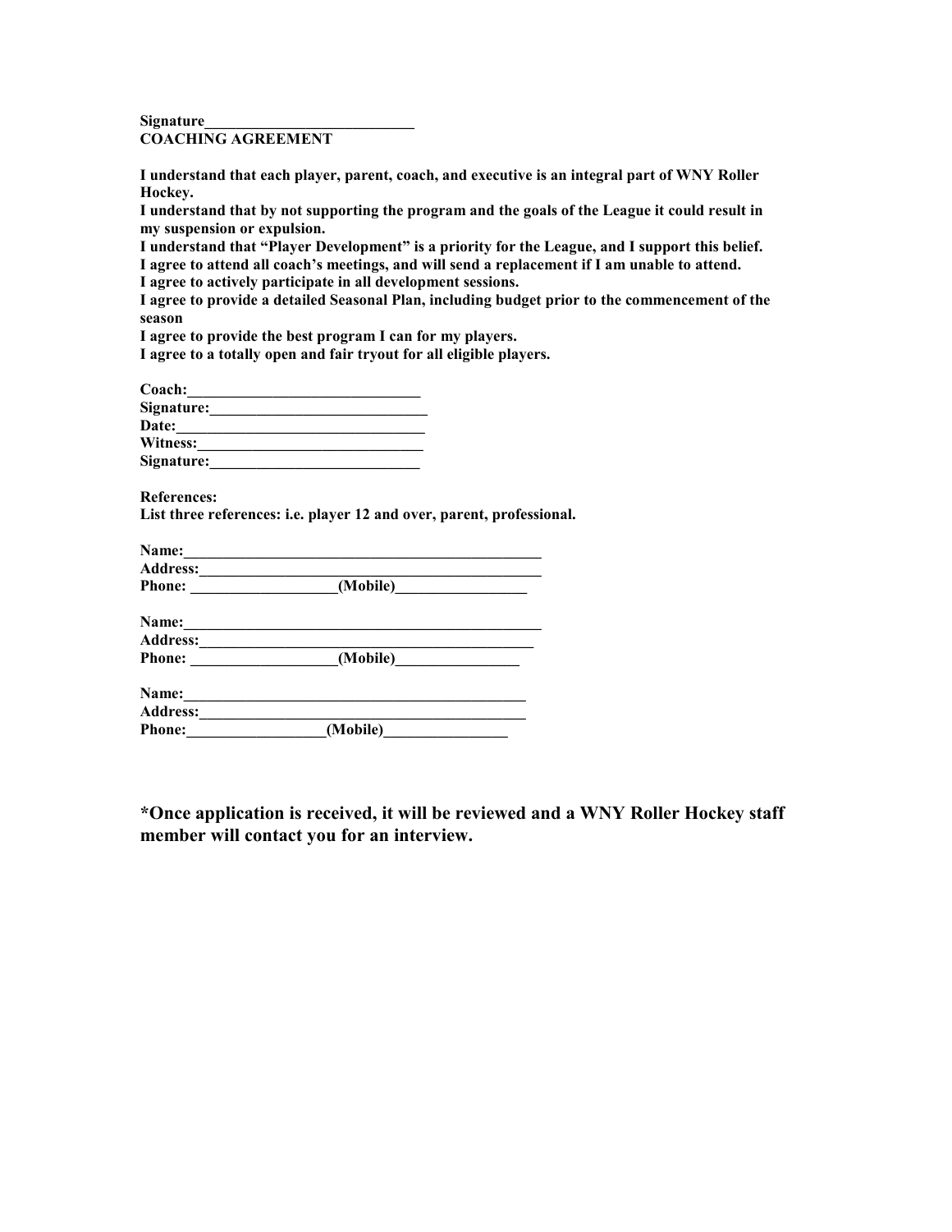**Signature\_\_\_\_\_\_\_\_\_\_\_\_\_\_\_\_\_\_\_\_\_\_\_\_\_\_\_\_**

**COACHING AGREEMENT**

**I understand that each player, parent, coach, and executive is an integral part of WNY Roller Hockey.**
**I understand that by not supporting the program and the goals of the League it could result in my suspension or expulsion.**
**I understand that “Player Development” is a priority for the League, and I support this belief.**
**I agree to attend all coach’s meetings, and will send a replacement if I am unable to attend.**
**I agree to actively participate in all development sessions.**
**I agree to provide a detailed Seasonal Plan, including budget prior to the commencement of the season**
**I agree to provide the best program I can for my players.**
**I agree to a totally open and fair tryout for all eligible players.**

**Coach:\_\_\_\_\_\_\_\_\_\_\_\_\_\_\_\_\_\_\_\_\_\_\_\_\_\_\_\_\_\_**
**Signature:\_\_\_\_\_\_\_\_\_\_\_\_\_\_\_\_\_\_\_\_\_\_\_\_\_\_\_\_**
**Date:\_\_\_\_\_\_\_\_\_\_\_\_\_\_\_\_\_\_\_\_\_\_\_\_\_\_\_\_\_\_\_\_**
**Witness:\_\_\_\_\_\_\_\_\_\_\_\_\_\_\_\_\_\_\_\_\_\_\_\_\_\_\_\_\_**
**Signature:\_\_\_\_\_\_\_\_\_\_\_\_\_\_\_\_\_\_\_\_\_\_\_\_\_\_\_**

**References:**
**List three references: i.e. player 12 and over, parent, professional.**

**Name:\_\_\_\_\_\_\_\_\_\_\_\_\_\_\_\_\_\_\_\_\_\_\_\_\_\_\_\_\_\_\_\_\_\_\_\_\_\_\_\_\_\_\_\_\_\_**
**Address:\_\_\_\_\_\_\_\_\_\_\_\_\_\_\_\_\_\_\_\_\_\_\_\_\_\_\_\_\_\_\_\_\_\_\_\_\_\_\_\_\_\_\_\_**
**Phone: \_\_\_\_\_\_\_\_\_\_\_\_\_\_\_\_\_\_\_(Mobile)\_\_\_\_\_\_\_\_\_\_\_\_\_\_\_\_\_**

**Name:\_\_\_\_\_\_\_\_\_\_\_\_\_\_\_\_\_\_\_\_\_\_\_\_\_\_\_\_\_\_\_\_\_\_\_\_\_\_\_\_\_\_\_\_\_\_**
**Address:\_\_\_\_\_\_\_\_\_\_\_\_\_\_\_\_\_\_\_\_\_\_\_\_\_\_\_\_\_\_\_\_\_\_\_\_\_\_\_\_\_\_\_**
**Phone: \_\_\_\_\_\_\_\_\_\_\_\_\_\_\_\_\_\_\_(Mobile)\_\_\_\_\_\_\_\_\_\_\_\_\_\_\_\_**

**Name:\_\_\_\_\_\_\_\_\_\_\_\_\_\_\_\_\_\_\_\_\_\_\_\_\_\_\_\_\_\_\_\_\_\_\_\_\_\_\_\_\_\_\_\_**
**Address:\_\_\_\_\_\_\_\_\_\_\_\_\_\_\_\_\_\_\_\_\_\_\_\_\_\_\_\_\_\_\_\_\_\_\_\_\_\_\_\_\_\_**
**Phone:\_\_\_\_\_\_\_\_\_\_\_\_\_\_\_\_\_\_(Mobile)\_\_\_\_\_\_\_\_\_\_\_\_\_\_\_\_**

**\*Once application is received, it will be reviewed and a WNY Roller Hockey staff member will contact you for an interview.**